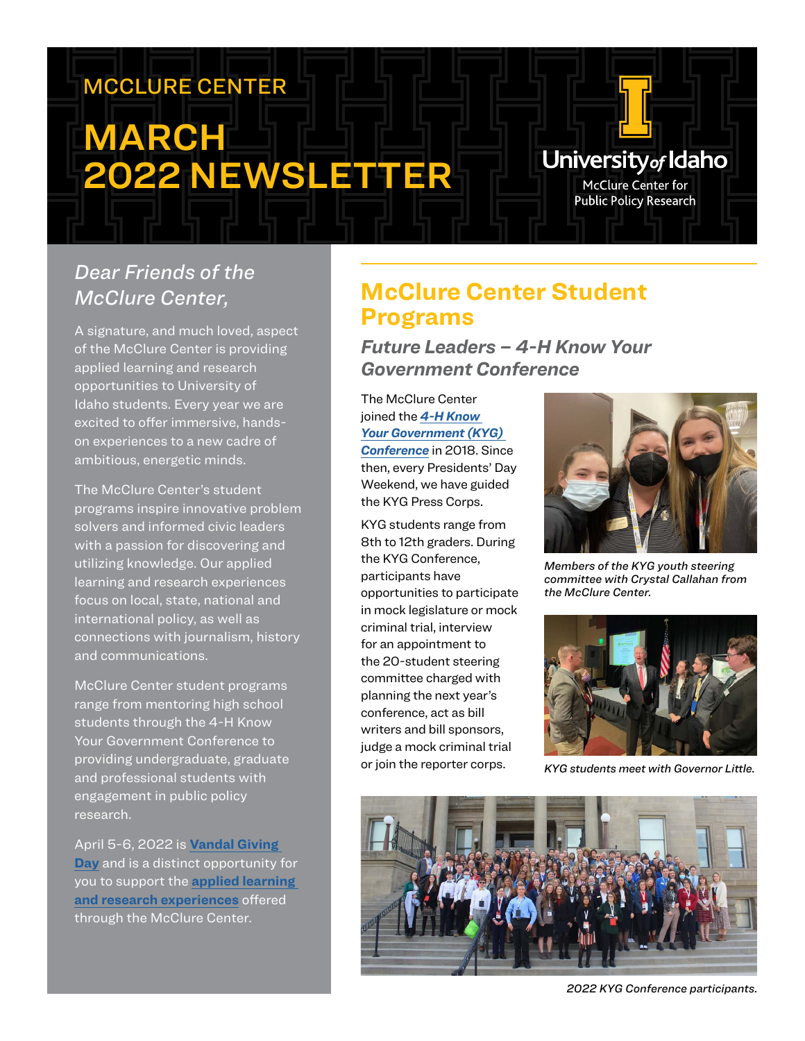MCCLURE CENTER

# MARCH 2022 NEWSLETTER

University of Idaho
McClure Center for Public Policy Research

*Dear Friends of the McClure Center,*

A signature, and much loved, aspect of the McClure Center is providing applied learning and research opportunities to University of Idaho students. Every year we are excited to offer immersive, hands-on experiences to a new cadre of ambitious, energetic minds.

The McClure Center's student programs inspire innovative problem solvers and informed civic leaders with a passion for discovering and utilizing knowledge. Our applied learning and research experiences focus on local, state, national and international policy, as well as connections with journalism, history and communications.

McClure Center student programs range from mentoring high school students through the 4-H Know Your Government Conference to providing undergraduate, graduate and professional students with engagement in public policy research.

April 5-6, 2022 is **Vandal Giving Day** and is a distinct opportunity for you to support the **applied learning and research experiences** offered through the McClure Center.

## McClure Center Student Programs

### *Future Leaders – 4-H Know Your Government Conference*

The McClure Center joined the ***4-H Know Your Government (KYG) Conference*** in 2018. Since then, every Presidents' Day Weekend, we have guided the KYG Press Corps.

KYG students range from 8th to 12th graders. During the KYG Conference, participants have opportunities to participate in mock legislature or mock criminal trial, interview for an appointment to the 20-student steering committee charged with planning the next year's conference, act as bill writers and bill sponsors, judge a mock criminal trial or join the reporter corps.

*Members of the KYG youth steering committee with Crystal Callahan from the McClure Center.*

*KYG students meet with Governor Little.*

*2022 KYG Conference participants.*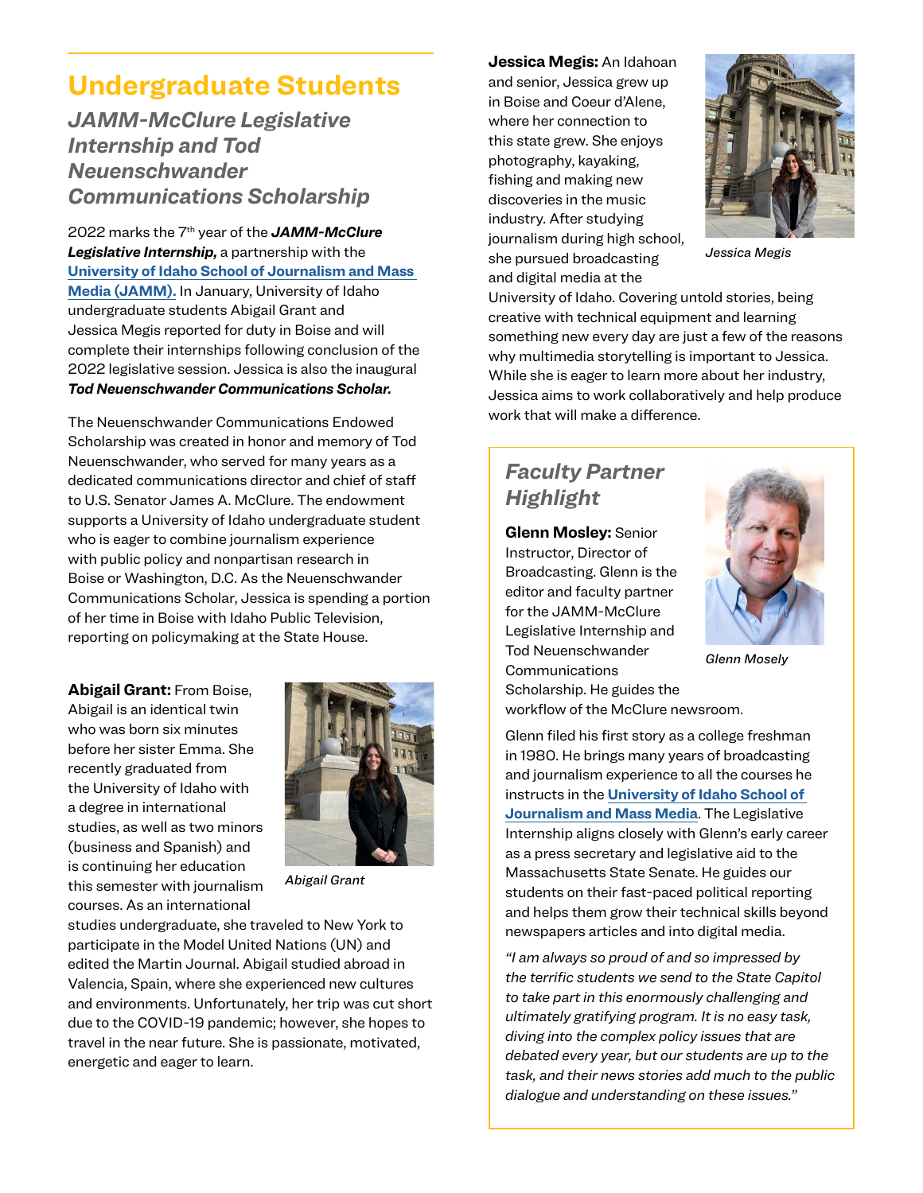# Undergraduate Students

## *JAMM-McClure Legislative Internship and Tod Neuenschwander Communications Scholarship*

2022 marks the 7th year of the ***JAMM-McClure Legislative Internship,*** a partnership with the **University of Idaho School of Journalism and Mass Media (JAMM).** In January, University of Idaho undergraduate students Abigail Grant and Jessica Megis reported for duty in Boise and will complete their internships following conclusion of the 2022 legislative session. Jessica is also the inaugural ***Tod Neuenschwander Communications Scholar.***

The Neuenschwander Communications Endowed Scholarship was created in honor and memory of Tod Neuenschwander, who served for many years as a dedicated communications director and chief of staff to U.S. Senator James A. McClure. The endowment supports a University of Idaho undergraduate student who is eager to combine journalism experience with public policy and nonpartisan research in Boise or Washington, D.C. As the Neuenschwander Communications Scholar, Jessica is spending a portion of her time in Boise with Idaho Public Television, reporting on policymaking at the State House.

**Abigail Grant:** From Boise, Abigail is an identical twin who was born six minutes before her sister Emma. She recently graduated from the University of Idaho with a degree in international studies, as well as two minors (business and Spanish) and is continuing her education this semester with journalism courses. As an international studies undergraduate, she traveled to New York to participate in the Model United Nations (UN) and edited the Martin Journal. Abigail studied abroad in Valencia, Spain, where she experienced new cultures and environments. Unfortunately, her trip was cut short due to the COVID-19 pandemic; however, she hopes to travel in the near future. She is passionate, motivated, energetic and eager to learn.

*Abigail Grant*

**Jessica Megis:** An Idahoan and senior, Jessica grew up in Boise and Coeur d'Alene, where her connection to this state grew. She enjoys photography, kayaking, fishing and making new discoveries in the music industry. After studying journalism during high school, she pursued broadcasting and digital media at the University of Idaho. Covering untold stories, being creative with technical equipment and learning something new every day are just a few of the reasons why multimedia storytelling is important to Jessica. While she is eager to learn more about her industry, Jessica aims to work collaboratively and help produce work that will make a difference.

*Jessica Megis*

### *Faculty Partner Highlight*

**Glenn Mosley:** Senior Instructor, Director of Broadcasting. Glenn is the editor and faculty partner for the JAMM-McClure Legislative Internship and Tod Neuenschwander Communications Scholarship. He guides the workflow of the McClure newsroom.

*Glenn Mosely*

Glenn filed his first story as a college freshman in 1980. He brings many years of broadcasting and journalism experience to all the courses he instructs in the **University of Idaho School of Journalism and Mass Media**. The Legislative Internship aligns closely with Glenn's early career as a press secretary and legislative aid to the Massachusetts State Senate. He guides our students on their fast-paced political reporting and helps them grow their technical skills beyond newspapers articles and into digital media.

*"I am always so proud of and so impressed by the terrific students we send to the State Capitol to take part in this enormously challenging and ultimately gratifying program. It is no easy task, diving into the complex policy issues that are debated every year, but our students are up to the task, and their news stories add much to the public dialogue and understanding on these issues."*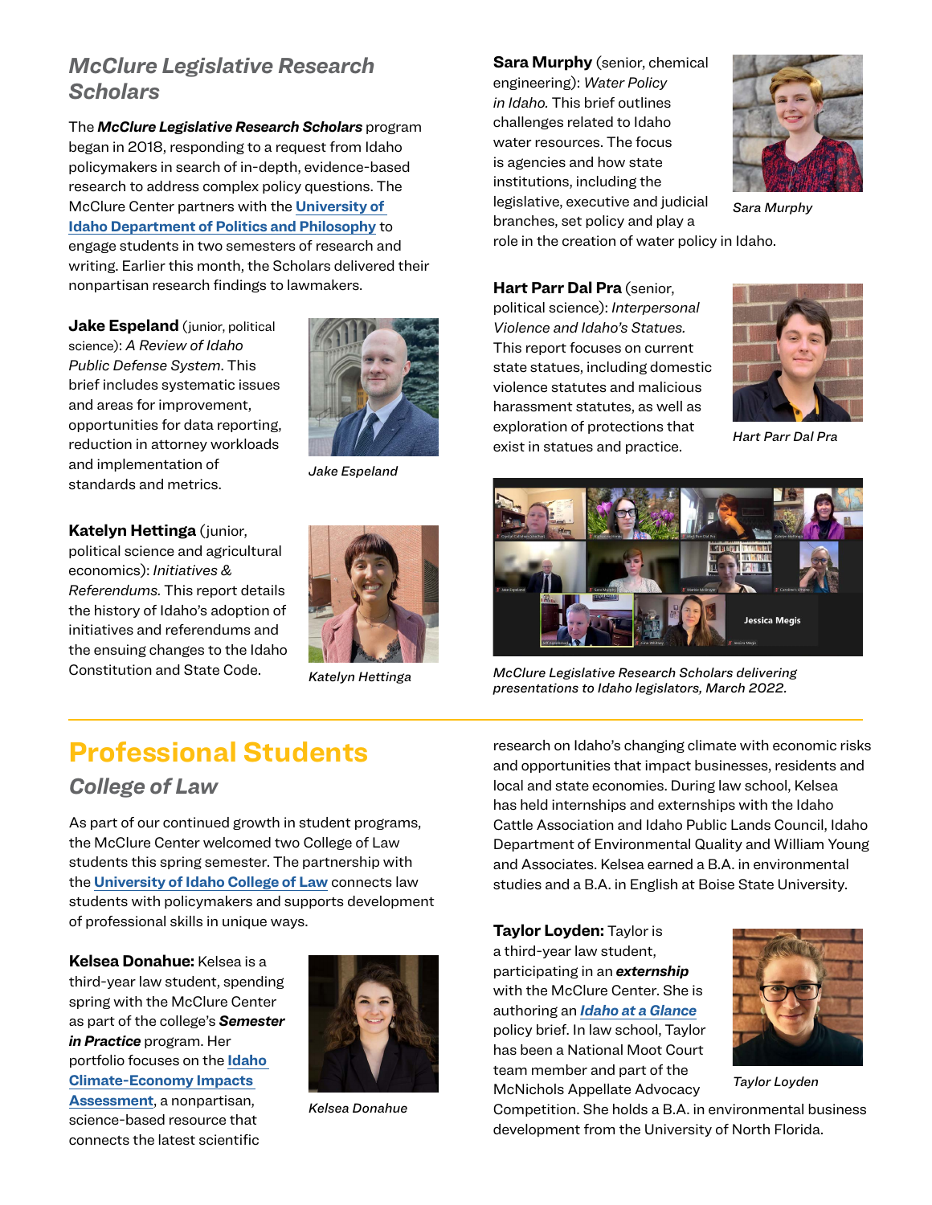## McClure Legislative Research Scholars

The ***McClure Legislative Research Scholars*** program began in 2018, responding to a request from Idaho policymakers in search of in-depth, evidence-based research to address complex policy questions. The McClure Center partners with the **University of Idaho Department of Politics and Philosophy** to engage students in two semesters of research and writing. Earlier this month, the Scholars delivered their nonpartisan research findings to lawmakers.

**Jake Espeland** (junior, political science): *A Review of Idaho Public Defense System*. This brief includes systematic issues and areas for improvement, opportunities for data reporting, reduction in attorney workloads and implementation of standards and metrics.

*Jake Espeland*

**Katelyn Hettinga** (junior, political science and agricultural economics): *Initiatives & Referendums.* This report details the history of Idaho's adoption of initiatives and referendums and the ensuing changes to the Idaho Constitution and State Code.

*Katelyn Hettinga*

**Sara Murphy** (senior, chemical engineering): *Water Policy in Idaho.* This brief outlines challenges related to Idaho water resources. The focus is agencies and how state institutions, including the legislative, executive and judicial branches, set policy and play a role in the creation of water policy in Idaho.

*Sara Murphy*

**Hart Parr Dal Pra** (senior, political science): *Interpersonal Violence and Idaho's Statues.* This report focuses on current state statues, including domestic violence statutes and malicious harassment statutes, as well as exploration of protections that exist in statues and practice.

*Hart Parr Dal Pra*

*McClure Legislative Research Scholars delivering presentations to Idaho legislators, March 2022.*

# Professional Students

## College of Law

As part of our continued growth in student programs, the McClure Center welcomed two College of Law students this spring semester. The partnership with the **University of Idaho College of Law** connects law students with policymakers and supports development of professional skills in unique ways.

**Kelsea Donahue:** Kelsea is a third-year law student, spending spring with the McClure Center as part of the college's ***Semester in Practice*** program. Her portfolio focuses on the **Idaho Climate-Economy Impacts Assessment**, a nonpartisan, science-based resource that connects the latest scientific research on Idaho's changing climate with economic risks and opportunities that impact businesses, residents and local and state economies. During law school, Kelsea has held internships and externships with the Idaho Cattle Association and Idaho Public Lands Council, Idaho Department of Environmental Quality and William Young and Associates. Kelsea earned a B.A. in environmental studies and a B.A. in English at Boise State University.

*Kelsea Donahue*

**Taylor Loyden:** Taylor is a third-year law student, participating in an ***externship*** with the McClure Center. She is authoring an ***Idaho at a Glance*** policy brief. In law school, Taylor has been a National Moot Court team member and part of the McNichols Appellate Advocacy Competition. She holds a B.A. in environmental business development from the University of North Florida.

*Taylor Loyden*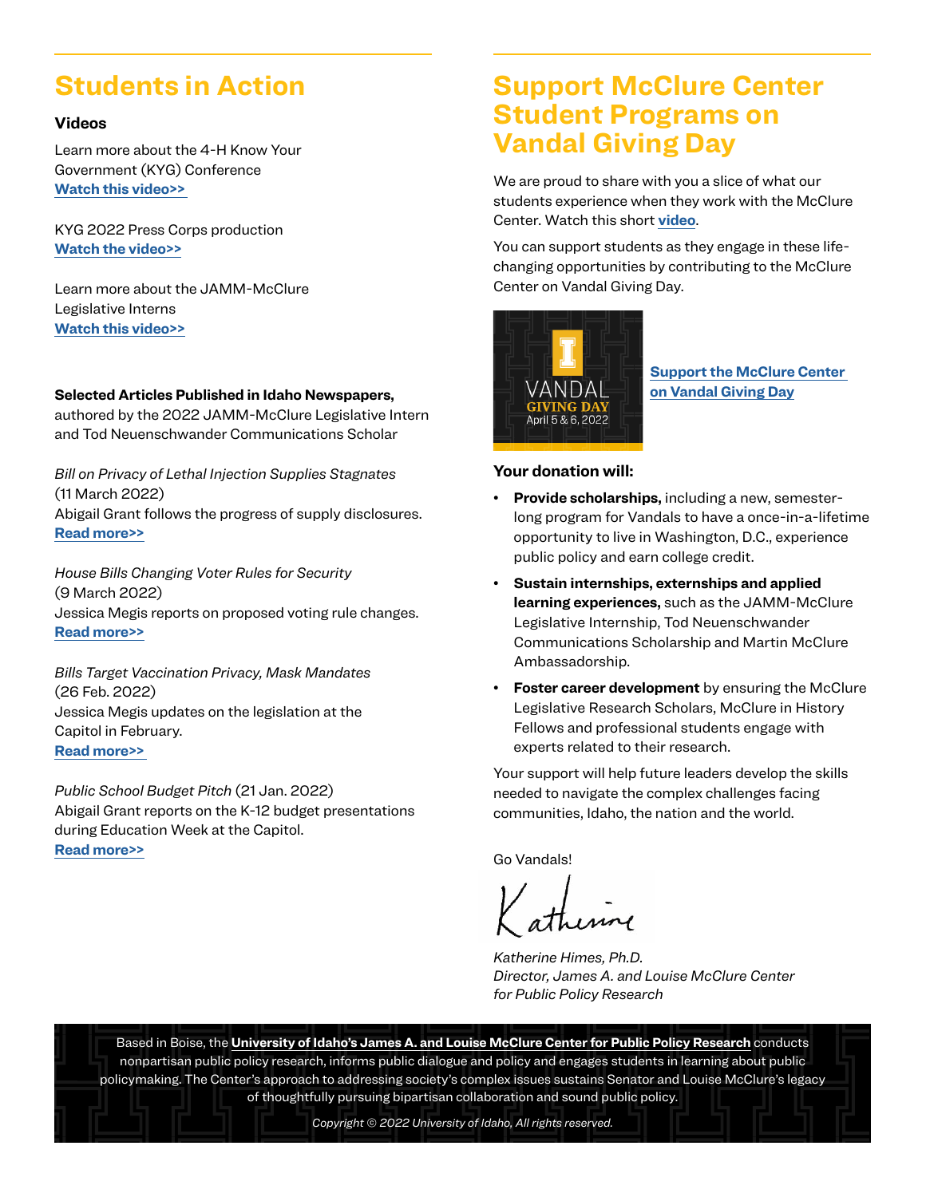## Students in Action

### Videos

Learn more about the 4-H Know Your Government (KYG) Conference
**Watch this video>>**

KYG 2022 Press Corps production
**Watch the video>>**

Learn more about the JAMM-McClure Legislative Interns
**Watch this video>>**

**Selected Articles Published in Idaho Newspapers,** authored by the 2022 JAMM-McClure Legislative Intern and Tod Neuenschwander Communications Scholar

*Bill on Privacy of Lethal Injection Supplies Stagnates* (11 March 2022)
Abigail Grant follows the progress of supply disclosures.
**Read more>>**

*House Bills Changing Voter Rules for Security* (9 March 2022)
Jessica Megis reports on proposed voting rule changes.
**Read more>>**

*Bills Target Vaccination Privacy, Mask Mandates* (26 Feb. 2022)
Jessica Megis updates on the legislation at the Capitol in February.
**Read more>>**

*Public School Budget Pitch* (21 Jan. 2022)
Abigail Grant reports on the K-12 budget presentations during Education Week at the Capitol.
**Read more>>**

## Support McClure Center Student Programs on Vandal Giving Day

We are proud to share with you a slice of what our students experience when they work with the McClure Center. Watch this short **video**.

You can support students as they engage in these life-changing opportunities by contributing to the McClure Center on Vandal Giving Day.

VANDAL GIVING DAY
April 5 & 6, 2022

**Support the McClure Center on Vandal Giving Day**

**Your donation will:**

- **Provide scholarships,** including a new, semester-long program for Vandals to have a once-in-a-lifetime opportunity to live in Washington, D.C., experience public policy and earn college credit.
- **Sustain internships, externships and applied learning experiences,** such as the JAMM-McClure Legislative Internship, Tod Neuenschwander Communications Scholarship and Martin McClure Ambassadorship.
- **Foster career development** by ensuring the McClure Legislative Research Scholars, McClure in History Fellows and professional students engage with experts related to their research.

Your support will help future leaders develop the skills needed to navigate the complex challenges facing communities, Idaho, the nation and the world.

Go Vandals!

Katherine

*Katherine Himes, Ph.D.*
*Director, James A. and Louise McClure Center for Public Policy Research*

Based in Boise, the **University of Idaho's James A. and Louise McClure Center for Public Policy Research** conducts nonpartisan public policy research, informs public dialogue and policy and engages students in learning about public policymaking. The Center's approach to addressing society's complex issues sustains Senator and Louise McClure's legacy of thoughtfully pursuing bipartisan collaboration and sound public policy.

*Copyright © 2022 University of Idaho, All rights reserved.*